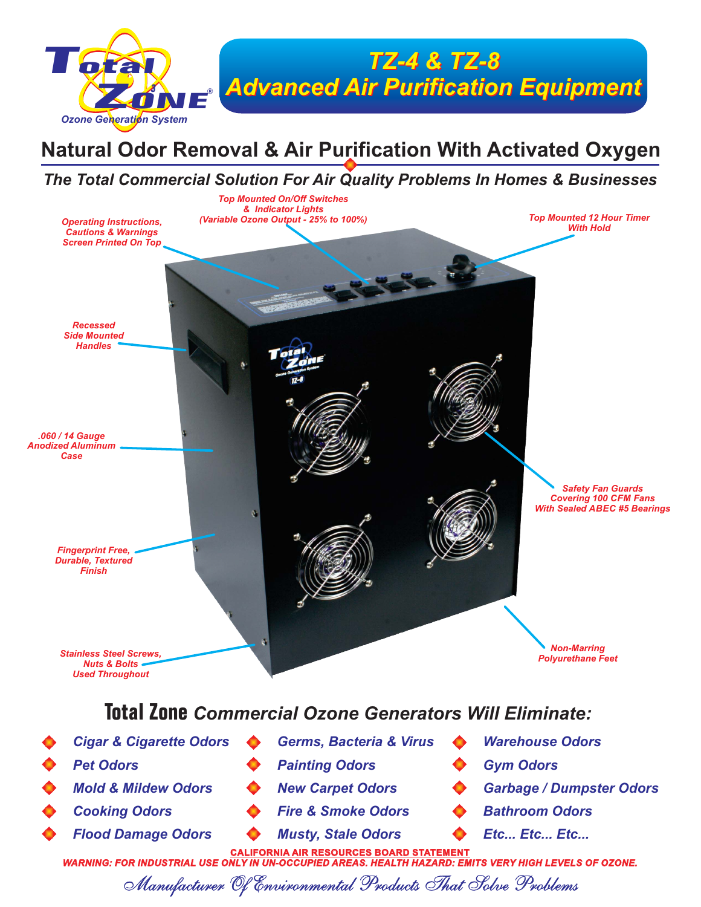Total Zone®
Ozone Generation System

# TZ-4 & TZ-8 Advanced Air Purification Equipment

## Natural Odor Removal & Air Purification With Activated Oxygen

*The Total Commercial Solution For Air Quality Problems In Homes & Businesses*

- *Operating Instructions, Cautions & Warnings Screen Printed On Top*
- *Top Mounted On/Off Switches & Indicator Lights (Variable Ozone Output - 25% to 100%)*
- *Top Mounted 12 Hour Timer With Hold*
- *Recessed Side Mounted Handles*
- *.060 / 14 Gauge Anodized Aluminum Case*
- *Safety Fan Guards Covering 100 CFM Fans With Sealed ABEC #5 Bearings*
- *Fingerprint Free, Durable, Textured Finish*
- *Stainless Steel Screws, Nuts & Bolts Used Throughout*
- *Non-Marring Polyurethane Feet*

## Total Zone *Commercial Ozone Generators Will Eliminate:*

- Cigar & Cigarette Odors
- Pet Odors
- Mold & Mildew Odors
- Cooking Odors
- Flood Damage Odors
- Germs, Bacteria & Virus
- Painting Odors
- New Carpet Odors
- Fire & Smoke Odors
- Musty, Stale Odors
- Warehouse Odors
- Gym Odors
- Garbage / Dumpster Odors
- Bathroom Odors
- Etc... Etc... Etc...

**CALIFORNIA AIR RESOURCES BOARD STATEMENT**

**WARNING: FOR INDUSTRIAL USE ONLY IN UN-OCCUPIED AREAS. HEALTH HAZARD: EMITS VERY HIGH LEVELS OF OZONE.**

*Manufacturer Of Environmental Products That Solve Problems*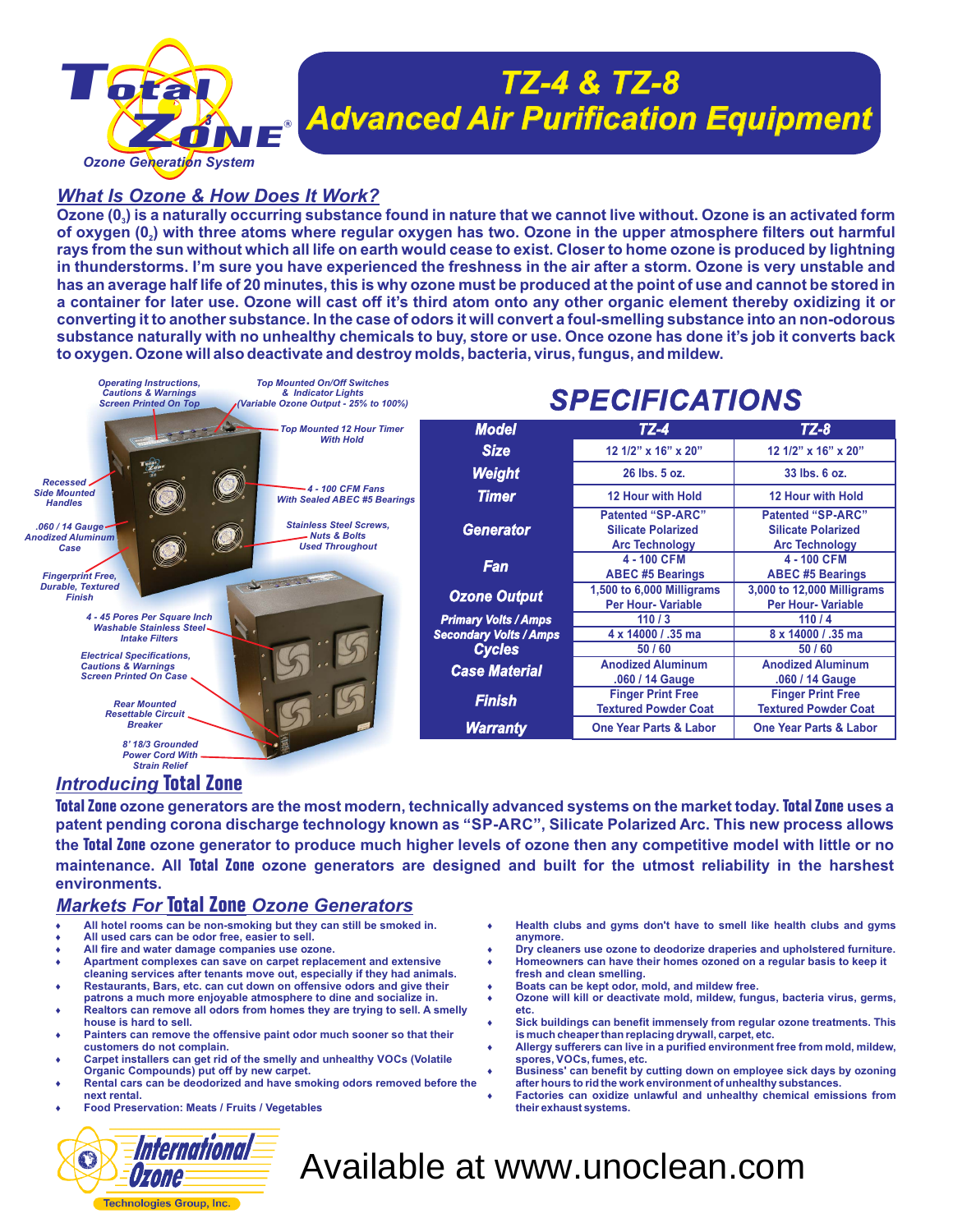# Total Zone

Ozone Generation System

# TZ-4 & TZ-8 Advanced Air Purification Equipment

## *What Is Ozone & How Does It Work?*

**Ozone ($0_3$) is a naturally occurring substance found in nature that we cannot live without. Ozone is an activated form of oxygen ($0_2$) with three atoms where regular oxygen has two. Ozone in the upper atmosphere filters out harmful rays from the sun without which all life on earth would cease to exist. Closer to home ozone is produced by lightning in thunderstorms. I'm sure you have experienced the freshness in the air after a storm. Ozone is very unstable and has an average half life of 20 minutes, this is why ozone must be produced at the point of use and cannot be stored in a container for later use. Ozone will cast off it's third atom onto any other organic element thereby oxidizing it or converting it to another substance. In the case of odors it will convert a foul-smelling substance into an non-odorous substance naturally with no unhealthy chemicals to buy, store or use. Once ozone has done it's job it converts back to oxygen. Ozone will also deactivate and destroy molds, bacteria, virus, fungus, and mildew.**

*Operating Instructions, Cautions & Warnings Screen Printed On Top*

*Top Mounted On/Off Switches & Indicator Lights (Variable Ozone Output - 25% to 100%)*

*Top Mounted 12 Hour Timer With Hold*

*Recessed Side Mounted Handles*

*4 - 100 CFM Fans With Sealed ABEC #5 Bearings*

*.060 / 14 Gauge Anodized Aluminum Case*

*Stainless Steel Screws, Nuts & Bolts Used Throughout*

*Fingerprint Free, Durable, Textured Finish*

*4 - 45 Pores Per Square Inch Washable Stainless Steel Intake Filters*

*Electrical Specifications, Cautions & Warnings Screen Printed On Case*

*Rear Mounted Resettable Circuit Breaker*

*8' 18/3 Grounded Power Cord With Strain Relief*

## *SPECIFICATIONS*

| Model | TZ-4 | TZ-8 |
|---|---|---|
| Size | 12 1/2" x 16" x 20" | 12 1/2" x 16" x 20" |
| Weight | 26 lbs. 5 oz. | 33 lbs. 6 oz. |
| Timer | 12 Hour with Hold | 12 Hour with Hold |
| Generator | Patented "SP-ARC" Silicate Polarized Arc Technology | Patented "SP-ARC" Silicate Polarized Arc Technology |
| Fan | 4 - 100 CFM ABEC #5 Bearings | 4 - 100 CFM ABEC #5 Bearings |
| Ozone Output | 1,500 to 6,000 Milligrams Per Hour- Variable | 3,000 to 12,000 Milligrams Per Hour- Variable |
| Primary Volts / Amps | 110 / 3 | 110 / 4 |
| Secondary Volts / Amps | 4 x 14000 / .35 ma | 8 x 14000 / .35 ma |
| Cycles | 50 / 60 | 50 / 60 |
| Case Material | Anodized Aluminum .060 / 14 Gauge | Anodized Aluminum .060 / 14 Gauge |
| Finish | Finger Print Free Textured Powder Coat | Finger Print Free Textured Powder Coat |
| Warranty | One Year Parts & Labor | One Year Parts & Labor |

## *Introducing* Total Zone

**Total Zone ozone generators are the most modern, technically advanced systems on the market today. Total Zone uses a patent pending corona discharge technology known as "SP-ARC", Silicate Polarized Arc. This new process allows the Total Zone ozone generator to produce much higher levels of ozone then any competitive model with little or no maintenance. All Total Zone ozone generators are designed and built for the utmost reliability in the harshest environments.**

## *Markets For* Total Zone *Ozone Generators*

- All hotel rooms can be non-smoking but they can still be smoked in.
- All used cars can be odor free, easier to sell.
- All fire and water damage companies use ozone.
- Apartment complexes can save on carpet replacement and extensive cleaning services after tenants move out, especially if they had animals.
- Restaurants, Bars, etc. can cut down on offensive odors and give their patrons a much more enjoyable atmosphere to dine and socialize in.
- Realtors can remove all odors from homes they are trying to sell. A smelly house is hard to sell.
- Painters can remove the offensive paint odor much sooner so that their customers do not complain.
- Carpet installers can get rid of the smelly and unhealthy VOCs (Volatile Organic Compounds) put off by new carpet.
- Rental cars can be deodorized and have smoking odors removed before the next rental.
- Food Preservation: Meats / Fruits / Vegetables
- Health clubs and gyms don't have to smell like health clubs and gyms anymore.
- Dry cleaners use ozone to deodorize draperies and upholstered furniture.
- Homeowners can have their homes ozoned on a regular basis to keep it fresh and clean smelling.
- Boats can be kept odor, mold, and mildew free.
- Ozone will kill or deactivate mold, mildew, fungus, bacteria virus, germs, etc.
- Sick buildings can benefit immensely from regular ozone treatments. This is much cheaper than replacing drywall, carpet, etc.
- Allergy sufferers can live in a purified environment free from mold, mildew, spores, VOCs, fumes, etc.
- Business' can benefit by cutting down on employee sick days by ozoning after hours to rid the work environment of unhealthy substances.
- Factories can oxidize unlawful and unhealthy chemical emissions from their exhaust systems.

International Ozone Technologies Group, Inc.

Available at www.unoclean.com